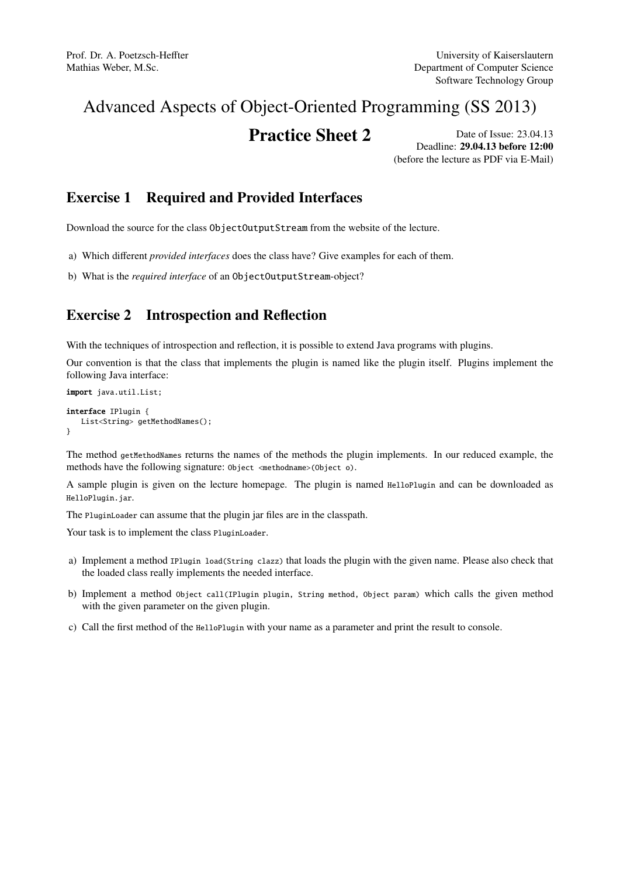Prof. Dr. A. Poetzsch-Heffter
Mathias Weber, M.Sc.

University of Kaiserslautern
Department of Computer Science
Software Technology Group

# Advanced Aspects of Object-Oriented Programming (SS 2013)

## Practice Sheet 2

Date of Issue: 23.04.13
Deadline: **29.04.13 before 12:00**
(before the lecture as PDF via E-Mail)

## Exercise 1 Required and Provided Interfaces

Download the source for the class `ObjectOutputStream` from the website of the lecture.

a) Which different *provided interfaces* does the class have? Give examples for each of them.

b) What is the *required interface* of an `ObjectOutputStream`-object?

## Exercise 2 Introspection and Reflection

With the techniques of introspection and reflection, it is possible to extend Java programs with plugins.

Our convention is that the class that implements the plugin is named like the plugin itself. Plugins implement the following Java interface:

```
import java.util.List;

interface IPlugin {
   List<String> getMethodNames();
}
```

The method `getMethodNames` returns the names of the methods the plugin implements. In our reduced example, the methods have the following signature: `Object <methodname>(Object o)`.

A sample plugin is given on the lecture homepage. The plugin is named `HelloPlugin` and can be downloaded as `HelloPlugin.jar`.

The `PluginLoader` can assume that the plugin jar files are in the classpath.

Your task is to implement the class `PluginLoader`.

a) Implement a method `IPlugin load(String clazz)` that loads the plugin with the given name. Please also check that the loaded class really implements the needed interface.

b) Implement a method `Object call(IPlugin plugin, String method, Object param)` which calls the given method with the given parameter on the given plugin.

c) Call the first method of the `HelloPlugin` with your name as a parameter and print the result to console.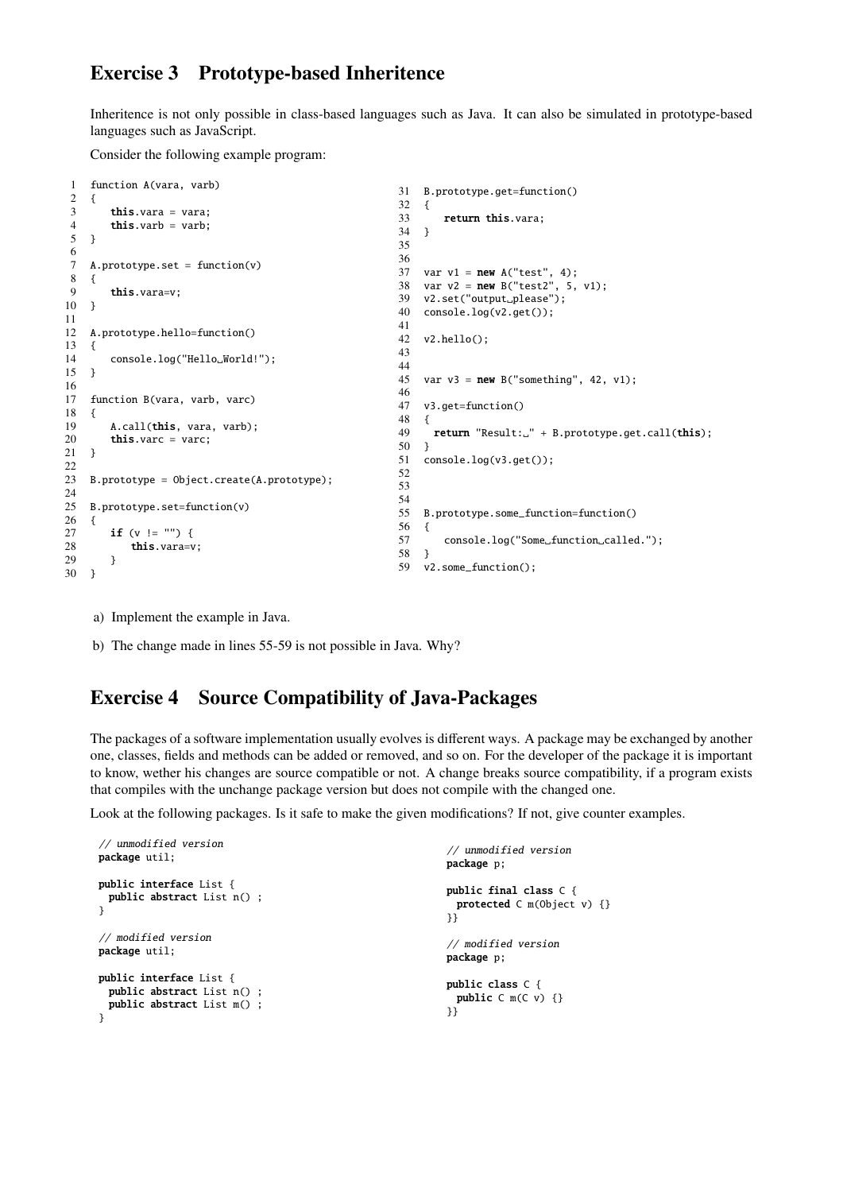## Exercise 3 Prototype-based Inheritence

Inheritence is not only possible in class-based languages such as Java. It can also be simulated in prototype-based languages such as JavaScript.

Consider the following example program:

```
1  function A(vara, varb)
2  {
3     this.vara = vara;
4     this.varb = varb;
5  }
6
7  A.prototype.set = function(v)
8  {
9     this.vara=v;
10 }
11
12 A.prototype.hello=function()
13 {
14    console.log("Hello World!");
15 }
16
17 function B(vara, varb, varc)
18 {
19    A.call(this, vara, varb);
20    this.varc = varc;
21 }
22
23 B.prototype = Object.create(A.prototype);
24
25 B.prototype.set=function(v)
26 {
27    if (v != "") {
28       this.vara=v;
29    }
30 }
31 B.prototype.get=function()
32 {
33    return this.vara;
34 }
35
36
37 var v1 = new A("test", 4);
38 var v2 = new B("test2", 5, v1);
39 v2.set("output please");
40 console.log(v2.get());
41
42 v2.hello();
43
44
45 var v3 = new B("something", 42, v1);
46
47 v3.get=function()
48 {
49   return "Result: " + B.prototype.get.call(this);
50 }
51 console.log(v3.get());
52
53
54
55 B.prototype.some_function=function()
56 {
57    console.log("Some function called.");
58 }
59 v2.some_function();
```

a) Implement the example in Java.

b) The change made in lines 55-59 is not possible in Java. Why?

## Exercise 4 Source Compatibility of Java-Packages

The packages of a software implementation usually evolves is different ways. A package may be exchanged by another one, classes, fields and methods can be added or removed, and so on. For the developer of the package it is important to know, wether his changes are source compatible or not. A change breaks source compatibility, if a program exists that compiles with the unchange package version but does not compile with the changed one.

Look at the following packages. Is it safe to make the given modifications? If not, give counter examples.

```
// unmodified version
package util;

public interface List {
  public abstract List n() ;
}

// modified version
package util;

public interface List {
  public abstract List n() ;
  public abstract List m() ;
}
```

```
// unmodified version
package p;

public final class C {
  protected C m(Object v) {}
}}

// modified version
package p;

public class C {
  public C m(C v) {}
}}
```